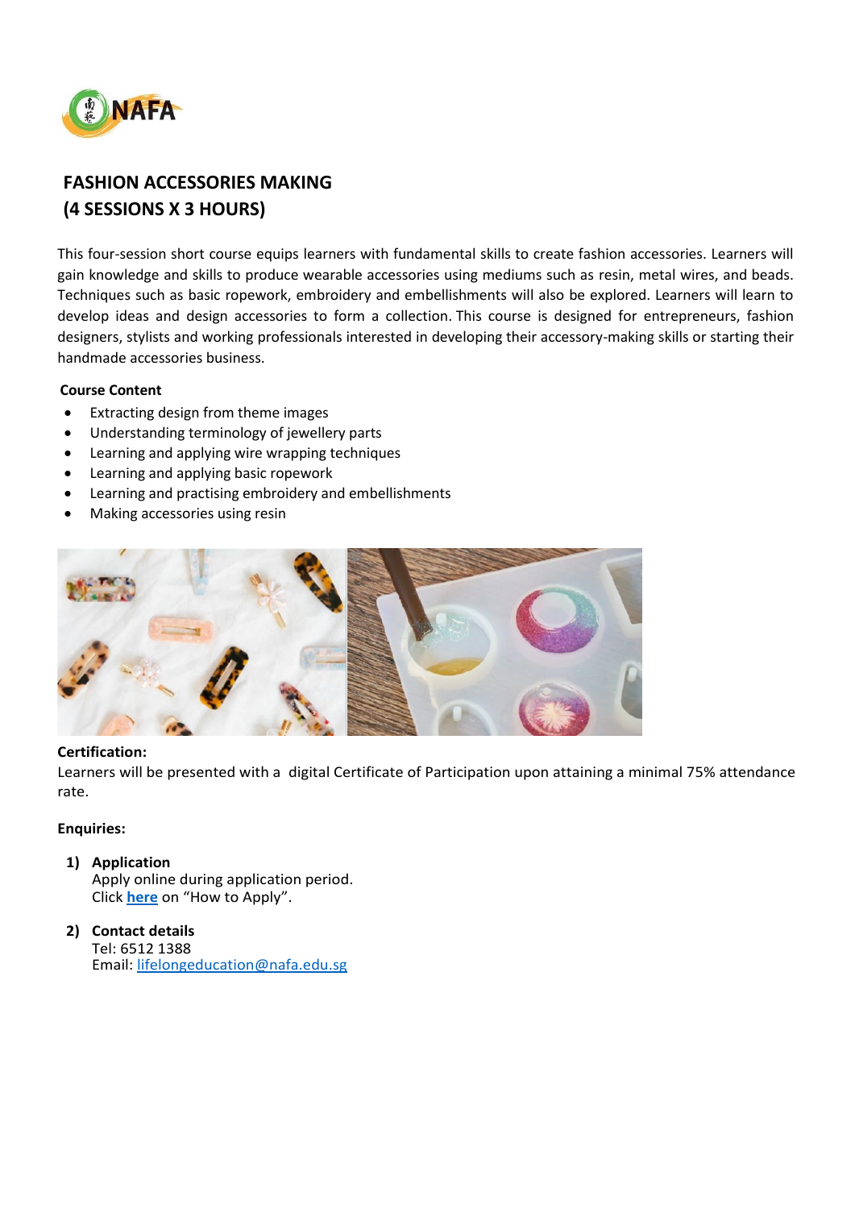# FASHION ACCESSORIES MAKING
# (4 SESSIONS X 3 HOURS)

This four-session short course equips learners with fundamental skills to create fashion accessories. Learners will gain knowledge and skills to produce wearable accessories using mediums such as resin, metal wires, and beads. Techniques such as basic ropework, embroidery and embellishments will also be explored. Learners will learn to develop ideas and design accessories to form a collection. This course is designed for entrepreneurs, fashion designers, stylists and working professionals interested in developing their accessory-making skills or starting their handmade accessories business.

**Course Content**

- Extracting design from theme images
- Understanding terminology of jewellery parts
- Learning and applying wire wrapping techniques
- Learning and applying basic ropework
- Learning and practising embroidery and embellishments
- Making accessories using resin

**Certification:**

Learners will be presented with a digital Certificate of Participation upon attaining a minimal 75% attendance rate.

**Enquiries:**

1) **Application**
   Apply online during application period.
   Click **here** on "How to Apply".

2) **Contact details**
   Tel: 6512 1388
   Email: lifelongeducation@nafa.edu.sg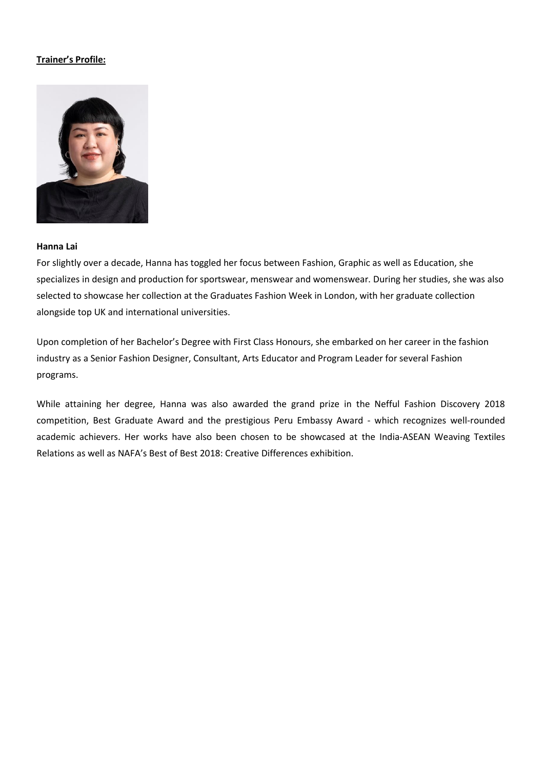**Trainer's Profile:**

**Hanna Lai**

For slightly over a decade, Hanna has toggled her focus between Fashion, Graphic as well as Education, she specializes in design and production for sportswear, menswear and womenswear. During her studies, she was also selected to showcase her collection at the Graduates Fashion Week in London, with her graduate collection alongside top UK and international universities.

Upon completion of her Bachelor's Degree with First Class Honours, she embarked on her career in the fashion industry as a Senior Fashion Designer, Consultant, Arts Educator and Program Leader for several Fashion programs.

While attaining her degree, Hanna was also awarded the grand prize in the Nefful Fashion Discovery 2018 competition, Best Graduate Award and the prestigious Peru Embassy Award - which recognizes well-rounded academic achievers. Her works have also been chosen to be showcased at the India-ASEAN Weaving Textiles Relations as well as NAFA's Best of Best 2018: Creative Differences exhibition.